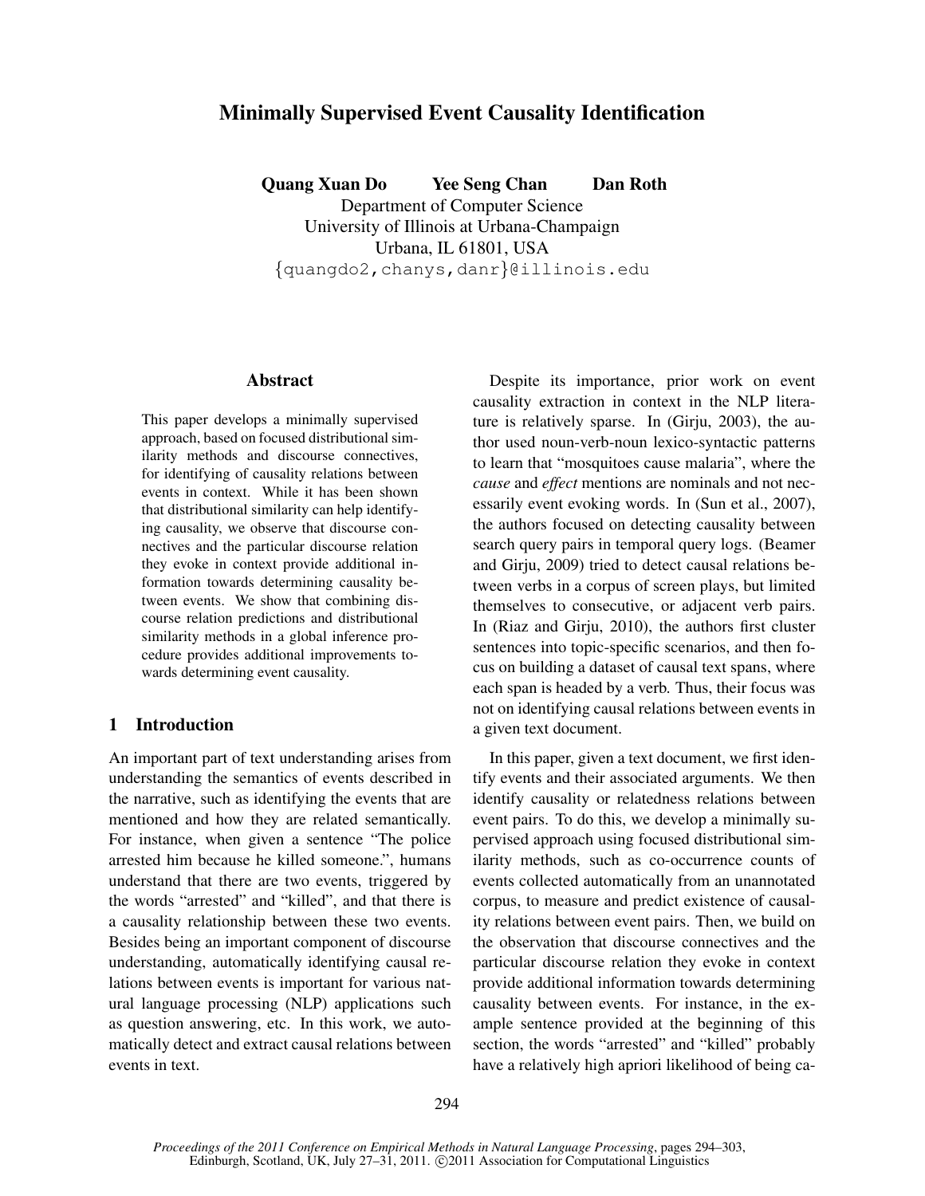# Minimally Supervised Event Causality Identification

**Quang Xuan Do    Yee Seng Chan    Dan Roth**

Department of Computer Science
University of Illinois at Urbana-Champaign
Urbana, IL 61801, USA
{quangdo2,chanys,danr}@illinois.edu

## Abstract

This paper develops a minimally supervised approach, based on focused distributional similarity methods and discourse connectives, for identifying of causality relations between events in context. While it has been shown that distributional similarity can help identifying causality, we observe that discourse connectives and the particular discourse relation they evoke in context provide additional information towards determining causality between events. We show that combining discourse relation predictions and distributional similarity methods in a global inference procedure provides additional improvements towards determining event causality.

## 1 Introduction

An important part of text understanding arises from understanding the semantics of events described in the narrative, such as identifying the events that are mentioned and how they are related semantically. For instance, when given a sentence "The police arrested him because he killed someone.", humans understand that there are two events, triggered by the words "arrested" and "killed", and that there is a causality relationship between these two events. Besides being an important component of discourse understanding, automatically identifying causal relations between events is important for various natural language processing (NLP) applications such as question answering, etc. In this work, we automatically detect and extract causal relations between events in text.

Despite its importance, prior work on event causality extraction in context in the NLP literature is relatively sparse. In (Girju, 2003), the author used noun-verb-noun lexico-syntactic patterns to learn that "mosquitoes cause malaria", where the *cause* and *effect* mentions are nominals and not necessarily event evoking words. In (Sun et al., 2007), the authors focused on detecting causality between search query pairs in temporal query logs. (Beamer and Girju, 2009) tried to detect causal relations between verbs in a corpus of screen plays, but limited themselves to consecutive, or adjacent verb pairs. In (Riaz and Girju, 2010), the authors first cluster sentences into topic-specific scenarios, and then focus on building a dataset of causal text spans, where each span is headed by a verb. Thus, their focus was not on identifying causal relations between events in a given text document.

In this paper, given a text document, we first identify events and their associated arguments. We then identify causality or relatedness relations between event pairs. To do this, we develop a minimally supervised approach using focused distributional similarity methods, such as co-occurrence counts of events collected automatically from an unannotated corpus, to measure and predict existence of causality relations between event pairs. Then, we build on the observation that discourse connectives and the particular discourse relation they evoke in context provide additional information towards determining causality between events. For instance, in the example sentence provided at the beginning of this section, the words "arrested" and "killed" probably have a relatively high apriori likelihood of being ca-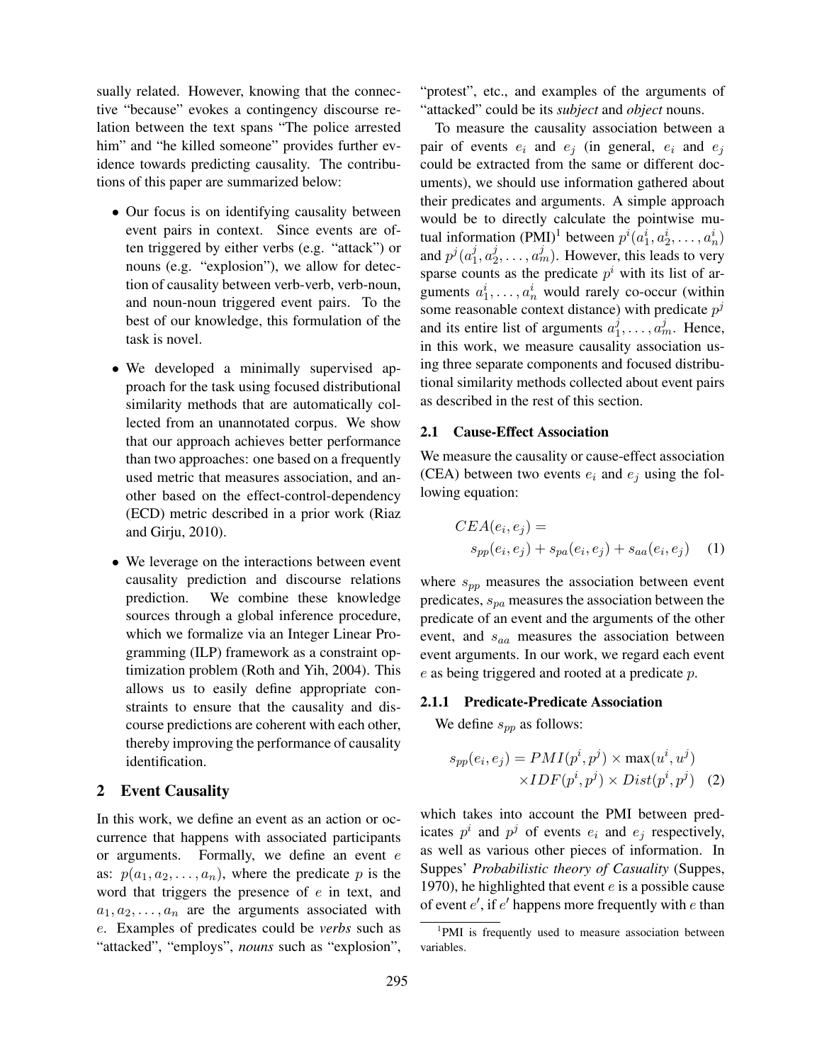sually related. However, knowing that the connective "because" evokes a contingency discourse relation between the text spans "The police arrested him" and "he killed someone" provides further evidence towards predicting causality. The contributions of this paper are summarized below:

- Our focus is on identifying causality between event pairs in context. Since events are often triggered by either verbs (e.g. "attack") or nouns (e.g. "explosion"), we allow for detection of causality between verb-verb, verb-noun, and noun-noun triggered event pairs. To the best of our knowledge, this formulation of the task is novel.
- We developed a minimally supervised approach for the task using focused distributional similarity methods that are automatically collected from an unannotated corpus. We show that our approach achieves better performance than two approaches: one based on a frequently used metric that measures association, and another based on the effect-control-dependency (ECD) metric described in a prior work (Riaz and Girju, 2010).
- We leverage on the interactions between event causality prediction and discourse relations prediction. We combine these knowledge sources through a global inference procedure, which we formalize via an Integer Linear Programming (ILP) framework as a constraint optimization problem (Roth and Yih, 2004). This allows us to easily define appropriate constraints to ensure that the causality and discourse predictions are coherent with each other, thereby improving the performance of causality identification.

## 2 Event Causality

In this work, we define an event as an action or occurrence that happens with associated participants or arguments. Formally, we define an event $e$ as: $p(a_1, a_2, \ldots, a_n)$, where the predicate $p$ is the word that triggers the presence of $e$ in text, and $a_1, a_2, \ldots, a_n$ are the arguments associated with $e$. Examples of predicates could be *verbs* such as "attacked", "employs", *nouns* such as "explosion", "protest", etc., and examples of the arguments of "attacked" could be its *subject* and *object* nouns.

To measure the causality association between a pair of events $e_i$ and $e_j$ (in general, $e_i$ and $e_j$ could be extracted from the same or different documents), we should use information gathered about their predicates and arguments. A simple approach would be to directly calculate the pointwise mutual information (PMI)[1] between $p^i(a^i_1, a^i_2, \ldots, a^i_n)$ and $p^j(a^j_1, a^j_2, \ldots, a^j_m)$. However, this leads to very sparse counts as the predicate $p^i$ with its list of arguments $a^i_1, \ldots, a^i_n$ would rarely co-occur (within some reasonable context distance) with predicate $p^j$ and its entire list of arguments $a^j_1, \ldots, a^j_m$. Hence, in this work, we measure causality association using three separate components and focused distributional similarity methods collected about event pairs as described in the rest of this section.

### 2.1 Cause-Effect Association

We measure the causality or cause-effect association (CEA) between two events $e_i$ and $e_j$ using the following equation:

$$CEA(e_i, e_j) = s_{pp}(e_i, e_j) + s_{pa}(e_i, e_j) + s_{aa}(e_i, e_j) \quad (1)$$

where $s_{pp}$ measures the association between event predicates, $s_{pa}$ measures the association between the predicate of an event and the arguments of the other event, and $s_{aa}$ measures the association between event arguments. In our work, we regard each event $e$ as being triggered and rooted at a predicate $p$.

#### 2.1.1 Predicate-Predicate Association

We define $s_{pp}$ as follows:

$$s_{pp}(e_i, e_j) = PMI(p^i, p^j) \times \max(u^i, u^j) \times IDF(p^i, p^j) \times Dist(p^i, p^j) \quad (2)$$

which takes into account the PMI between predicates $p^i$ and $p^j$ of events $e_i$ and $e_j$ respectively, as well as various other pieces of information. In Suppes' *Probabilistic theory of Casuality* (Suppes, 1970), he highlighted that event $e$ is a possible cause of event $e'$, if $e'$ happens more frequently with $e$ than

[1] PMI is frequently used to measure association between variables.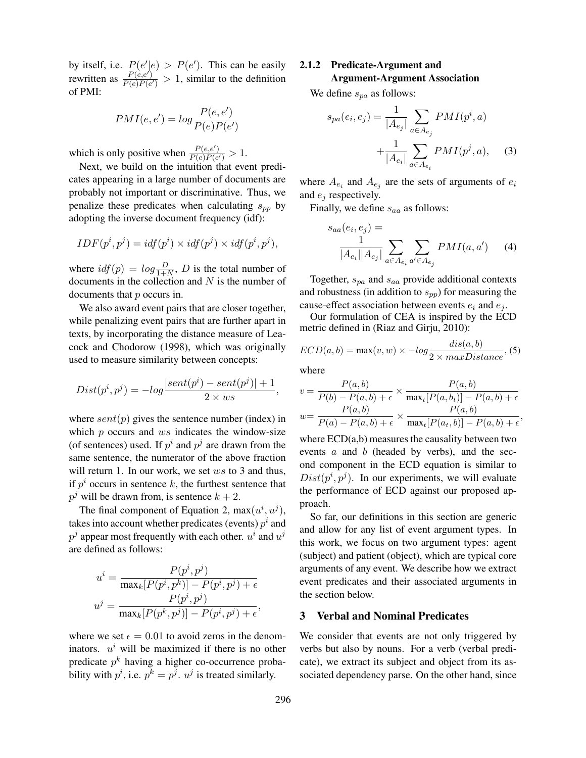by itself, i.e. $P(e'|e) > P(e')$. This can be easily rewritten as $\frac{P(e,e')}{P(e)P(e')} > 1$, similar to the definition of PMI:

$$PMI(e, e') = log\frac{P(e, e')}{P(e)P(e')}$$

which is only positive when $\frac{P(e,e')}{P(e)P(e')} > 1$.

Next, we build on the intuition that event predicates appearing in a large number of documents are probably not important or discriminative. Thus, we penalize these predicates when calculating $s_{pp}$ by adopting the inverse document frequency (idf):

$$IDF(p^i, p^j) = idf(p^i) \times idf(p^j) \times idf(p^i, p^j),$$

where $idf(p) = log\frac{D}{1+N}$, $D$ is the total number of documents in the collection and $N$ is the number of documents that $p$ occurs in.

We also award event pairs that are closer together, while penalizing event pairs that are further apart in texts, by incorporating the distance measure of Leacock and Chodorow (1998), which was originally used to measure similarity between concepts:

$$Dist(p^i, p^j) = -log\frac{|sent(p^i) - sent(p^j)| + 1}{2 \times ws},$$

where $sent(p)$ gives the sentence number (index) in which $p$ occurs and $ws$ indicates the window-size (of sentences) used. If $p^i$ and $p^j$ are drawn from the same sentence, the numerator of the above fraction will return 1. In our work, we set $ws$ to 3 and thus, if $p^i$ occurs in sentence $k$, the furthest sentence that $p^j$ will be drawn from, is sentence $k + 2$.

The final component of Equation 2, $\max(u^i, u^j)$, takes into account whether predicates (events) $p^i$ and $p^j$ appear most frequently with each other. $u^i$ and $u^j$ are defined as follows:

$$u^i = \frac{P(p^i, p^j)}{\max_k[P(p^i, p^k)] - P(p^i, p^j) + \epsilon}$$
$$u^j = \frac{P(p^i, p^j)}{\max_k[P(p^k, p^j)] - P(p^i, p^j) + \epsilon},$$

where we set $\epsilon = 0.01$ to avoid zeros in the denominators. $u^i$ will be maximized if there is no other predicate $p^k$ having a higher co-occurrence probability with $p^i$, i.e. $p^k = p^j$. $u^j$ is treated similarly.

### 2.1.2 Predicate-Argument and Argument-Argument Association

We define $s_{pa}$ as follows:

$$s_{pa}(e_i, e_j) = \frac{1}{|A_{e_j}|}\sum_{a \in A_{e_j}} PMI(p^i, a) + \frac{1}{|A_{e_i}|}\sum_{a \in A_{e_i}} PMI(p^j, a), \quad (3)$$

where $A_{e_i}$ and $A_{e_j}$ are the sets of arguments of $e_i$ and $e_j$ respectively.

Finally, we define $s_{aa}$ as follows:

$$s_{aa}(e_i, e_j) = \frac{1}{|A_{e_i}||A_{e_j}|}\sum_{a \in A_{e_i}}\sum_{a' \in A_{e_j}} PMI(a, a') \quad (4)$$

Together, $s_{pa}$ and $s_{aa}$ provide additional contexts and robustness (in addition to $s_{pp}$) for measuring the cause-effect association between events $e_i$ and $e_j$.

Our formulation of CEA is inspired by the ECD metric defined in (Riaz and Girju, 2010):

$$ECD(a, b) = \max(v, w) \times -log\frac{dis(a, b)}{2 \times maxDistance}, \quad (5)$$

where

$$v = \frac{P(a, b)}{P(b) - P(a, b) + \epsilon} \times \frac{P(a, b)}{\max_t[P(a, b_t)] - P(a, b) + \epsilon}$$
$$w = \frac{P(a, b)}{P(a) - P(a, b) + \epsilon} \times \frac{P(a, b)}{\max_t[P(a_t, b)] - P(a, b) + \epsilon},$$

where ECD(a,b) measures the causality between two events $a$ and $b$ (headed by verbs), and the second component in the ECD equation is similar to $Dist(p^i, p^j)$. In our experiments, we will evaluate the performance of ECD against our proposed approach.

So far, our definitions in this section are generic and allow for any list of event argument types. In this work, we focus on two argument types: agent (subject) and patient (object), which are typical core arguments of any event. We describe how we extract event predicates and their associated arguments in the section below.

## 3 Verbal and Nominal Predicates

We consider that events are not only triggered by verbs but also by nouns. For a verb (verbal predicate), we extract its subject and object from its associated dependency parse. On the other hand, since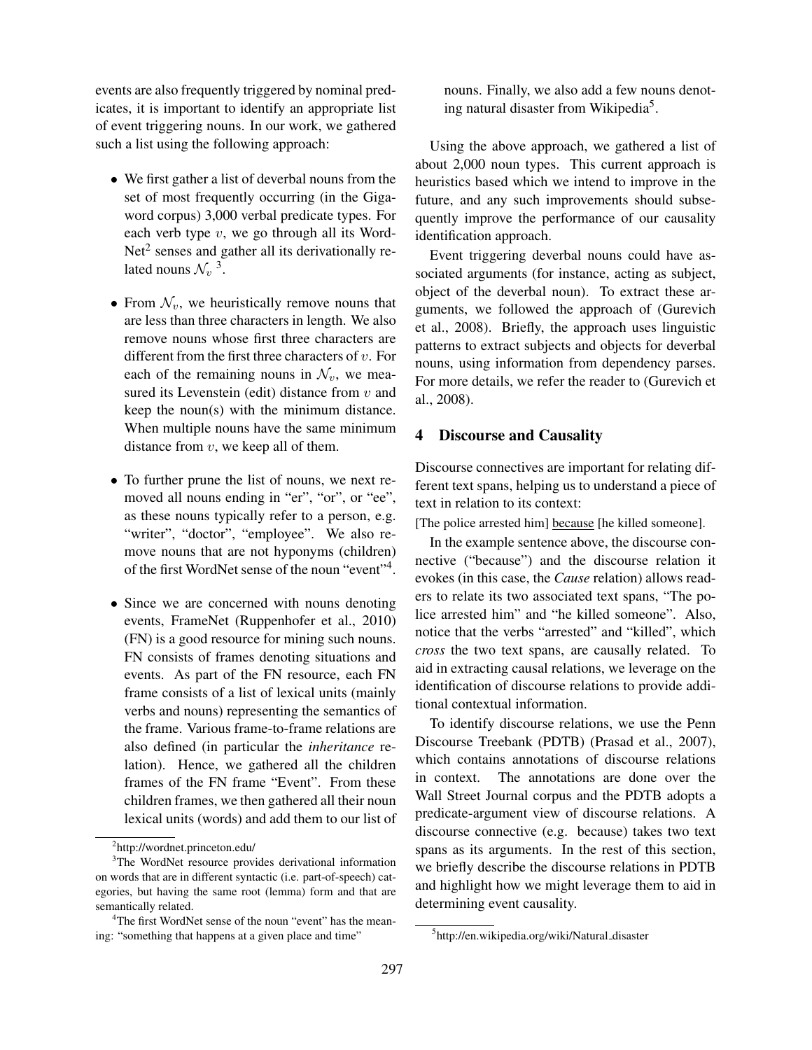events are also frequently triggered by nominal predicates, it is important to identify an appropriate list of event triggering nouns. In our work, we gathered such a list using the following approach:

- We first gather a list of deverbal nouns from the set of most frequently occurring (in the Gigaword corpus) 3,000 verbal predicate types. For each verb type $v$, we go through all its WordNet[2] senses and gather all its derivationally related nouns $\mathcal{N}_v$ [3].
- From $\mathcal{N}_v$, we heuristically remove nouns that are less than three characters in length. We also remove nouns whose first three characters are different from the first three characters of $v$. For each of the remaining nouns in $\mathcal{N}_v$, we measured its Levenstein (edit) distance from $v$ and keep the noun(s) with the minimum distance. When multiple nouns have the same minimum distance from $v$, we keep all of them.
- To further prune the list of nouns, we next removed all nouns ending in "er", "or", or "ee", as these nouns typically refer to a person, e.g. "writer", "doctor", "employee". We also remove nouns that are not hyponyms (children) of the first WordNet sense of the noun "event"[4].
- Since we are concerned with nouns denoting events, FrameNet (Ruppenhofer et al., 2010) (FN) is a good resource for mining such nouns. FN consists of frames denoting situations and events. As part of the FN resource, each FN frame consists of a list of lexical units (mainly verbs and nouns) representing the semantics of the frame. Various frame-to-frame relations are also defined (in particular the *inheritance* relation). Hence, we gathered all the children frames of the FN frame "Event". From these children frames, we then gathered all their noun lexical units (words) and add them to our list of nouns. Finally, we also add a few nouns denoting natural disaster from Wikipedia[5].

Using the above approach, we gathered a list of about 2,000 noun types. This current approach is heuristics based which we intend to improve in the future, and any such improvements should subsequently improve the performance of our causality identification approach.

Event triggering deverbal nouns could have associated arguments (for instance, acting as subject, object of the deverbal noun). To extract these arguments, we followed the approach of (Gurevich et al., 2008). Briefly, the approach uses linguistic patterns to extract subjects and objects for deverbal nouns, using information from dependency parses. For more details, we refer the reader to (Gurevich et al., 2008).

## 4 Discourse and Causality

Discourse connectives are important for relating different text spans, helping us to understand a piece of text in relation to its context:

[The police arrested him] <u>because</u> [he killed someone].

In the example sentence above, the discourse connective ("because") and the discourse relation it evokes (in this case, the *Cause* relation) allows readers to relate its two associated text spans, "The police arrested him" and "he killed someone". Also, notice that the verbs "arrested" and "killed", which *cross* the two text spans, are causally related. To aid in extracting causal relations, we leverage on the identification of discourse relations to provide additional contextual information.

To identify discourse relations, we use the Penn Discourse Treebank (PDTB) (Prasad et al., 2007), which contains annotations of discourse relations in context. The annotations are done over the Wall Street Journal corpus and the PDTB adopts a predicate-argument view of discourse relations. A discourse connective (e.g. because) takes two text spans as its arguments. In the rest of this section, we briefly describe the discourse relations in PDTB and highlight how we might leverage them to aid in determining event causality.

---

[2] http://wordnet.princeton.edu/

[3] The WordNet resource provides derivational information on words that are in different syntactic (i.e. part-of-speech) categories, but having the same root (lemma) form and that are semantically related.

[4] The first WordNet sense of the noun "event" has the meaning: "something that happens at a given place and time"

[5] http://en.wikipedia.org/wiki/Natural_disaster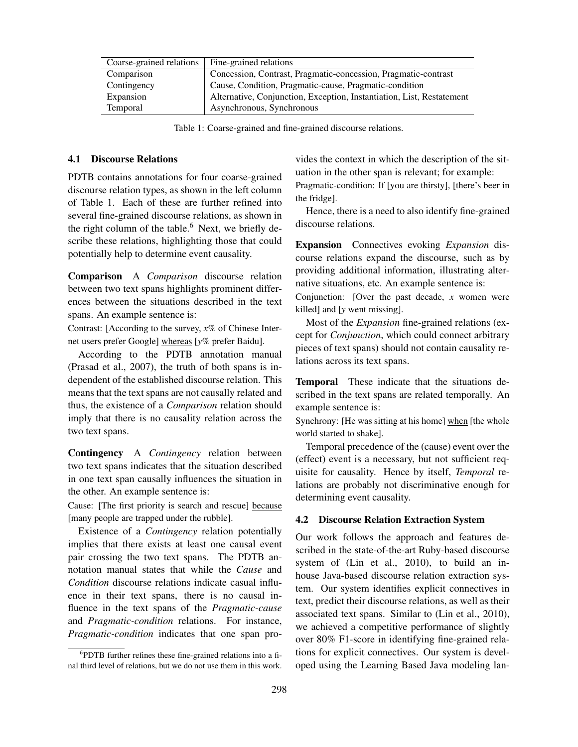| Coarse-grained relations | Fine-grained relations |
|---|---|
| Comparison | Concession, Contrast, Pragmatic-concession, Pragmatic-contrast |
| Contingency | Cause, Condition, Pragmatic-cause, Pragmatic-condition |
| Expansion | Alternative, Conjunction, Exception, Instantiation, List, Restatement |
| Temporal | Asynchronous, Synchronous |

Table 1: Coarse-grained and fine-grained discourse relations.

### 4.1 Discourse Relations

PDTB contains annotations for four coarse-grained discourse relation types, as shown in the left column of Table 1. Each of these are further refined into several fine-grained discourse relations, as shown in the right column of the table.[6] Next, we briefly describe these relations, highlighting those that could potentially help to determine event causality.

**Comparison** A *Comparison* discourse relation between two text spans highlights prominent differences between the situations described in the text spans. An example sentence is:

Contrast: [According to the survey, $x$% of Chinese Internet users prefer Google] whereas [$y$% prefer Baidu].

According to the PDTB annotation manual (Prasad et al., 2007), the truth of both spans is independent of the established discourse relation. This means that the text spans are not causally related and thus, the existence of a *Comparison* relation should imply that there is no causality relation across the two text spans.

**Contingency** A *Contingency* relation between two text spans indicates that the situation described in one text span causally influences the situation in the other. An example sentence is:

Cause: [The first priority is search and rescue] because [many people are trapped under the rubble].

Existence of a *Contingency* relation potentially implies that there exists at least one causal event pair crossing the two text spans. The PDTB annotation manual states that while the *Cause* and *Condition* discourse relations indicate casual influence in their text spans, there is no causal influence in the text spans of the *Pragmatic-cause* and *Pragmatic-condition* relations. For instance, *Pragmatic-condition* indicates that one span provides the context in which the description of the situation in the other span is relevant; for example:

Pragmatic-condition: If [you are thirsty], [there's beer in the fridge].

Hence, there is a need to also identify fine-grained discourse relations.

**Expansion** Connectives evoking *Expansion* discourse relations expand the discourse, such as by providing additional information, illustrating alternative situations, etc. An example sentence is:

Conjunction: [Over the past decade, $x$ women were killed] and [$y$ went missing].

Most of the *Expansion* fine-grained relations (except for *Conjunction*, which could connect arbitrary pieces of text spans) should not contain causality relations across its text spans.

**Temporal** These indicate that the situations described in the text spans are related temporally. An example sentence is:

Synchrony: [He was sitting at his home] when [the whole world started to shake].

Temporal precedence of the (cause) event over the (effect) event is a necessary, but not sufficient requisite for causality. Hence by itself, *Temporal* relations are probably not discriminative enough for determining event causality.

### 4.2 Discourse Relation Extraction System

Our work follows the approach and features described in the state-of-the-art Ruby-based discourse system of (Lin et al., 2010), to build an in-house Java-based discourse relation extraction system. Our system identifies explicit connectives in text, predict their discourse relations, as well as their associated text spans. Similar to (Lin et al., 2010), we achieved a competitive performance of slightly over 80% F1-score in identifying fine-grained relations for explicit connectives. Our system is developed using the Learning Based Java modeling lan-

[6] PDTB further refines these fine-grained relations into a final third level of relations, but we do not use them in this work.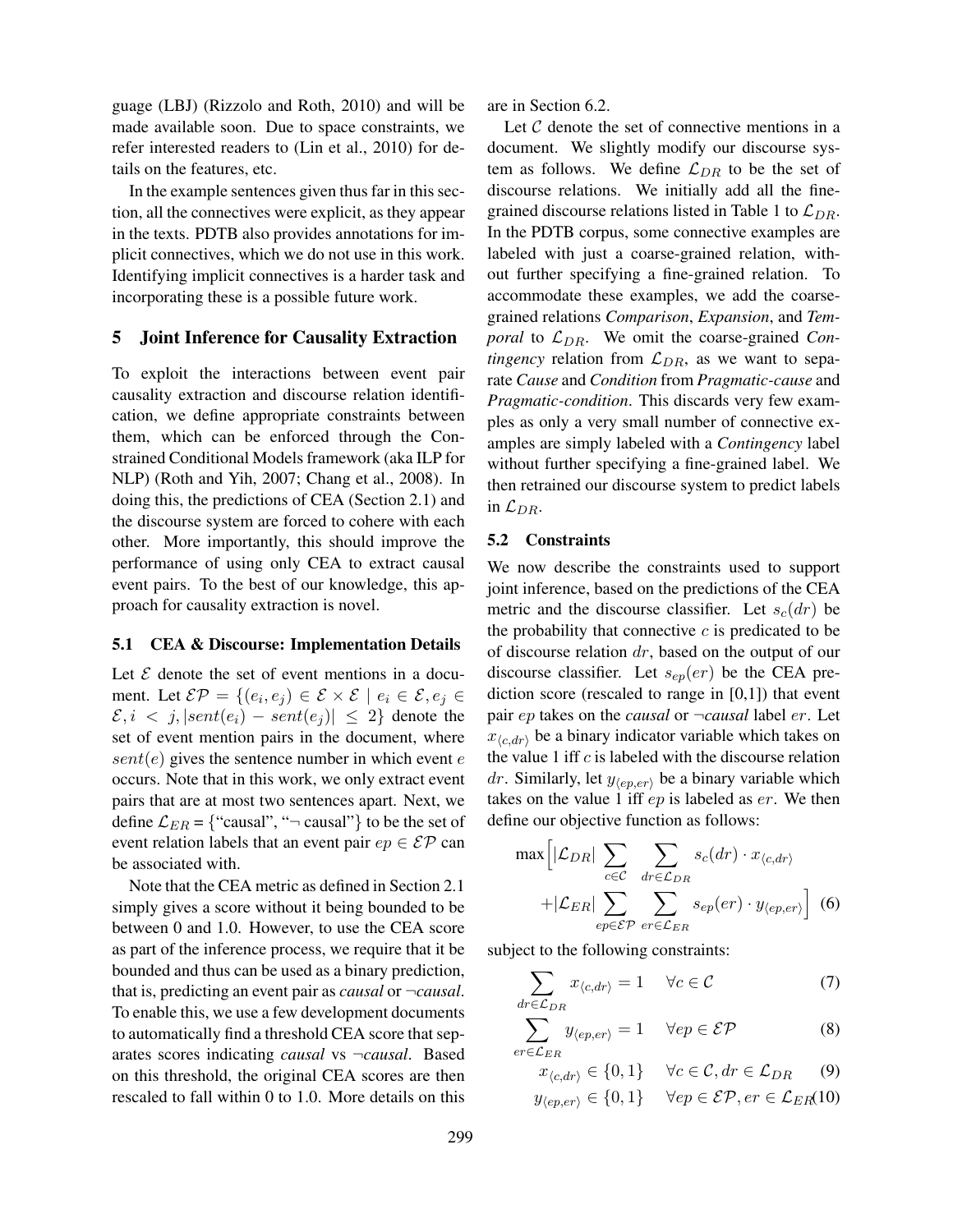guage (LBJ) (Rizzolo and Roth, 2010) and will be made available soon. Due to space constraints, we refer interested readers to (Lin et al., 2010) for details on the features, etc.

In the example sentences given thus far in this section, all the connectives were explicit, as they appear in the texts. PDTB also provides annotations for implicit connectives, which we do not use in this work. Identifying implicit connectives is a harder task and incorporating these is a possible future work.

## 5 Joint Inference for Causality Extraction

To exploit the interactions between event pair causality extraction and discourse relation identification, we define appropriate constraints between them, which can be enforced through the Constrained Conditional Models framework (aka ILP for NLP) (Roth and Yih, 2007; Chang et al., 2008). In doing this, the predictions of CEA (Section 2.1) and the discourse system are forced to cohere with each other. More importantly, this should improve the performance of using only CEA to extract causal event pairs. To the best of our knowledge, this approach for causality extraction is novel.

### 5.1 CEA & Discourse: Implementation Details

Let $\mathcal{E}$ denote the set of event mentions in a document. Let $\mathcal{EP} = \{(e_i, e_j) \in \mathcal{E} \times \mathcal{E} \mid e_i \in \mathcal{E}, e_j \in \mathcal{E}, i < j, |sent(e_i) - sent(e_j)| \leq 2\}$ denote the set of event mention pairs in the document, where $sent(e)$ gives the sentence number in which event $e$ occurs. Note that in this work, we only extract event pairs that are at most two sentences apart. Next, we define $\mathcal{L}_{ER}$ = {"causal", "$\neg$ causal"} to be the set of event relation labels that an event pair $ep \in \mathcal{EP}$ can be associated with.

Note that the CEA metric as defined in Section 2.1 simply gives a score without it being bounded to be between 0 and 1.0. However, to use the CEA score as part of the inference process, we require that it be bounded and thus can be used as a binary prediction, that is, predicting an event pair as *causal* or $\neg$*causal*. To enable this, we use a few development documents to automatically find a threshold CEA score that separates scores indicating *causal* vs $\neg$*causal*. Based on this threshold, the original CEA scores are then rescaled to fall within 0 to 1.0. More details on this are in Section 6.2.

Let $\mathcal{C}$ denote the set of connective mentions in a document. We slightly modify our discourse system as follows. We define $\mathcal{L}_{DR}$ to be the set of discourse relations. We initially add all the fine-grained discourse relations listed in Table 1 to $\mathcal{L}_{DR}$. In the PDTB corpus, some connective examples are labeled with just a coarse-grained relation, without further specifying a fine-grained relation. To accommodate these examples, we add the coarse-grained relations *Comparison*, *Expansion*, and *Temporal* to $\mathcal{L}_{DR}$. We omit the coarse-grained *Contingency* relation from $\mathcal{L}_{DR}$, as we want to separate *Cause* and *Condition* from *Pragmatic-cause* and *Pragmatic-condition*. This discards very few examples as only a very small number of connective examples are simply labeled with a *Contingency* label without further specifying a fine-grained label. We then retrained our discourse system to predict labels in $\mathcal{L}_{DR}$.

### 5.2 Constraints

We now describe the constraints used to support joint inference, based on the predictions of the CEA metric and the discourse classifier. Let $s_c(dr)$ be the probability that connective $c$ is predicated to be of discourse relation $dr$, based on the output of our discourse classifier. Let $s_{ep}(er)$ be the CEA prediction score (rescaled to range in [0,1]) that event pair $ep$ takes on the *causal* or $\neg$*causal* label $er$. Let $x_{\langle c,dr \rangle}$ be a binary indicator variable which takes on the value 1 iff $c$ is labeled with the discourse relation $dr$. Similarly, let $y_{\langle ep,er \rangle}$ be a binary variable which takes on the value 1 iff $ep$ is labeled as $er$. We then define our objective function as follows:

$$\max \Big[ |\mathcal{L}_{DR}| \sum_{c \in \mathcal{C}} \sum_{dr \in \mathcal{L}_{DR}} s_c(dr) \cdot x_{\langle c,dr \rangle} + |\mathcal{L}_{ER}| \sum_{ep \in \mathcal{EP}} \sum_{er \in \mathcal{L}_{ER}} s_{ep}(er) \cdot y_{\langle ep,er \rangle} \Big] \quad (6)$$

subject to the following constraints:

$$\sum_{dr \in \mathcal{L}_{DR}} x_{\langle c,dr \rangle} = 1 \quad \forall c \in \mathcal{C} \quad (7)$$

$$\sum_{er \in \mathcal{L}_{ER}} y_{\langle ep,er \rangle} = 1 \quad \forall ep \in \mathcal{EP} \quad (8)$$

$$x_{\langle c,dr \rangle} \in \{0,1\} \quad \forall c \in \mathcal{C}, dr \in \mathcal{L}_{DR} \quad (9)$$

$$y_{\langle ep,er \rangle} \in \{0,1\} \quad \forall ep \in \mathcal{EP}, er \in \mathcal{L}_{ER} \quad (10)$$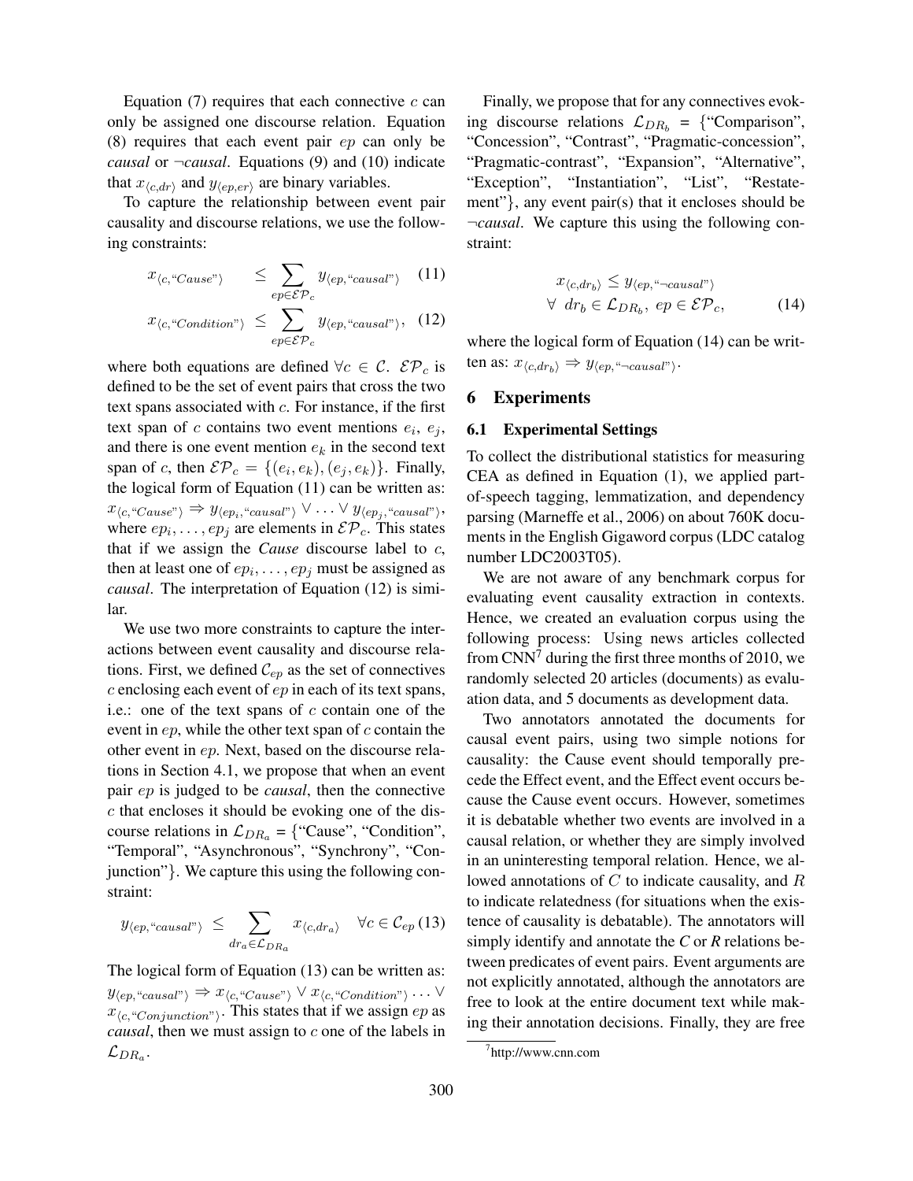Equation (7) requires that each connective $c$ can only be assigned one discourse relation. Equation (8) requires that each event pair $ep$ can only be *causal* or $\neg$*causal*. Equations (9) and (10) indicate that $x_{\langle c,dr \rangle}$ and $y_{\langle ep,er \rangle}$ are binary variables.

To capture the relationship between event pair causality and discourse relations, we use the following constraints:

$$x_{\langle c, \text{“}Cause\text{”} \rangle} \leq \sum_{ep \in \mathcal{EP}_c} y_{\langle ep, \text{“}causal\text{”} \rangle} \quad (11)$$

$$x_{\langle c, \text{“}Condition\text{”} \rangle} \leq \sum_{ep \in \mathcal{EP}_c} y_{\langle ep, \text{“}causal\text{”} \rangle}, \quad (12)$$

where both equations are defined $\forall c \in \mathcal{C}$. $\mathcal{EP}_c$ is defined to be the set of event pairs that cross the two text spans associated with $c$. For instance, if the first text span of $c$ contains two event mentions $e_i$, $e_j$, and there is one event mention $e_k$ in the second text span of $c$, then $\mathcal{EP}_c = \{(e_i, e_k), (e_j, e_k)\}$. Finally, the logical form of Equation (11) can be written as: $x_{\langle c, \text{“}Cause\text{”} \rangle} \Rightarrow y_{\langle ep_i, \text{“}causal\text{”} \rangle} \vee \ldots \vee y_{\langle ep_j, \text{“}causal\text{”} \rangle}$, where $ep_i, \ldots, ep_j$ are elements in $\mathcal{EP}_c$. This states that if we assign the *Cause* discourse label to $c$, then at least one of $ep_i, \ldots, ep_j$ must be assigned as *causal*. The interpretation of Equation (12) is similar.

We use two more constraints to capture the interactions between event causality and discourse relations. First, we defined $\mathcal{C}_{ep}$ as the set of connectives $c$ enclosing each event of $ep$ in each of its text spans, i.e.: one of the text spans of $c$ contain one of the event in $ep$, while the other text span of $c$ contain the other event in $ep$. Next, based on the discourse relations in Section 4.1, we propose that when an event pair $ep$ is judged to be *causal*, then the connective $c$ that encloses it should be evoking one of the discourse relations in $\mathcal{L}_{DR_a}$ = {“Cause”, “Condition”, “Temporal”, “Asynchronous”, “Synchrony”, “Conjunction”}. We capture this using the following constraint:

$$y_{\langle ep, \text{“}causal\text{”} \rangle} \leq \sum_{dr_a \in \mathcal{L}_{DR_a}} x_{\langle c, dr_a \rangle} \quad \forall c \in \mathcal{C}_{ep} \quad (13)$$

The logical form of Equation (13) can be written as: $y_{\langle ep, \text{“}causal\text{”} \rangle} \Rightarrow x_{\langle c, \text{“}Cause\text{”} \rangle} \vee x_{\langle c, \text{“}Condition\text{”} \rangle} \ldots \vee x_{\langle c, \text{“}Conjunction\text{”} \rangle}$. This states that if we assign $ep$ as *causal*, then we must assign to $c$ one of the labels in $\mathcal{L}_{DR_a}$.

Finally, we propose that for any connectives evoking discourse relations $\mathcal{L}_{DR_b}$ = {“Comparison”, “Concession”, “Contrast”, “Pragmatic-concession”, “Pragmatic-contrast”, “Expansion”, “Alternative”, “Exception”, “Instantiation”, “List”, “Restatement”}, any event pair(s) that it encloses should be $\neg$*causal*. We capture this using the following constraint:

$$x_{\langle c, dr_b \rangle} \leq y_{\langle ep, \text{“}\neg causal\text{”} \rangle}$$
$$\forall \; dr_b \in \mathcal{L}_{DR_b}, \; ep \in \mathcal{EP}_c, \quad (14)$$

where the logical form of Equation (14) can be written as: $x_{\langle c, dr_b \rangle} \Rightarrow y_{\langle ep, \text{“}\neg causal\text{”} \rangle}$.

## 6 Experiments

### 6.1 Experimental Settings

To collect the distributional statistics for measuring CEA as defined in Equation (1), we applied part-of-speech tagging, lemmatization, and dependency parsing (Marneffe et al., 2006) on about 760K documents in the English Gigaword corpus (LDC catalog number LDC2003T05).

We are not aware of any benchmark corpus for evaluating event causality extraction in contexts. Hence, we created an evaluation corpus using the following process: Using news articles collected from CNN[7] during the first three months of 2010, we randomly selected 20 articles (documents) as evaluation data, and 5 documents as development data.

Two annotators annotated the documents for causal event pairs, using two simple notions for causality: the Cause event should temporally precede the Effect event, and the Effect event occurs because the Cause event occurs. However, sometimes it is debatable whether two events are involved in a causal relation, or whether they are simply involved in an uninteresting temporal relation. Hence, we allowed annotations of $C$ to indicate causality, and $R$ to indicate relatedness (for situations when the existence of causality is debatable). The annotators will simply identify and annotate the *C* or *R* relations between predicates of event pairs. Event arguments are not explicitly annotated, although the annotators are free to look at the entire document text while making their annotation decisions. Finally, they are free

[7] http://www.cnn.com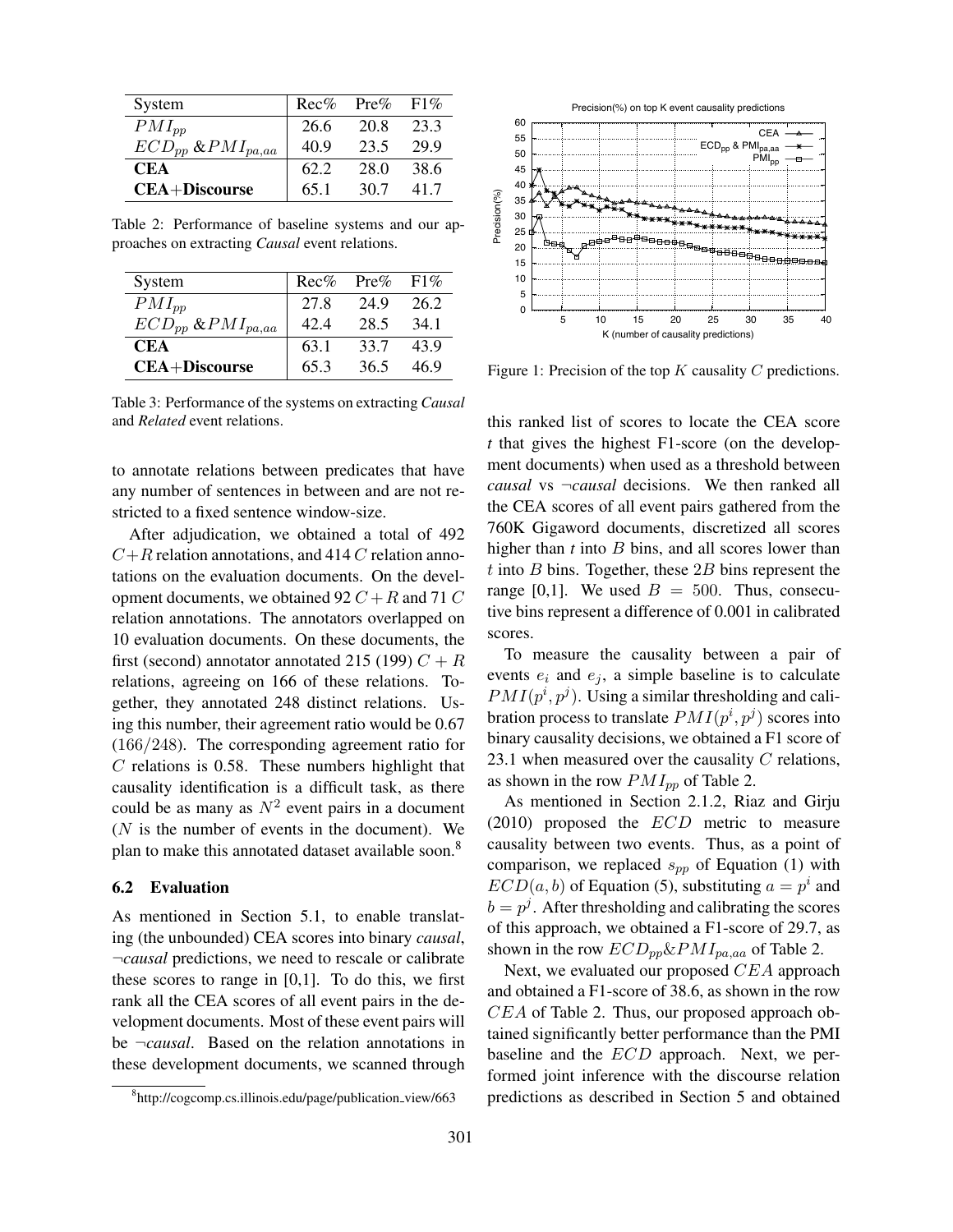| System | Rec% | Pre% | F1% |
|---|---|---|---|
| $PMI_{pp}$ | 26.6 | 20.8 | 23.3 |
| $ECD_{pp}$ & $PMI_{pa,aa}$ | 40.9 | 23.5 | 29.9 |
| **CEA** | 62.2 | 28.0 | 38.6 |
| **CEA+Discourse** | 65.1 | 30.7 | 41.7 |

Table 2: Performance of baseline systems and our approaches on extracting *Causal* event relations.

| System | Rec% | Pre% | F1% |
|---|---|---|---|
| $PMI_{pp}$ | 27.8 | 24.9 | 26.2 |
| $ECD_{pp}$ & $PMI_{pa,aa}$ | 42.4 | 28.5 | 34.1 |
| **CEA** | 63.1 | 33.7 | 43.9 |
| **CEA+Discourse** | 65.3 | 36.5 | 46.9 |

Table 3: Performance of the systems on extracting *Causal* and *Related* event relations.

to annotate relations between predicates that have any number of sentences in between and are not restricted to a fixed sentence window-size.

After adjudication, we obtained a total of 492 $C+R$ relation annotations, and 414 $C$ relation annotations on the evaluation documents. On the development documents, we obtained 92 $C+R$ and 71 $C$ relation annotations. The annotators overlapped on 10 evaluation documents. On these documents, the first (second) annotator annotated 215 (199) $C+R$ relations, agreeing on 166 of these relations. Together, they annotated 248 distinct relations. Using this number, their agreement ratio would be 0.67 ($166/248$). The corresponding agreement ratio for $C$ relations is 0.58. These numbers highlight that causality identification is a difficult task, as there could be as many as $N^2$ event pairs in a document ($N$ is the number of events in the document). We plan to make this annotated dataset available soon.[8]

### 6.2 Evaluation

As mentioned in Section 5.1, to enable translating (the unbounded) CEA scores into binary *causal*, ¬*causal* predictions, we need to rescale or calibrate these scores to range in [0,1]. To do this, we first rank all the CEA scores of all event pairs in the development documents. Most of these event pairs will be ¬*causal*. Based on the relation annotations in these development documents, we scanned through

[8]http://cogcomp.cs.illinois.edu/page/publication_view/663

Figure 1: Precision of the top $K$ causality $C$ predictions.

this ranked list of scores to locate the CEA score *t* that gives the highest F1-score (on the development documents) when used as a threshold between *causal* vs ¬*causal* decisions. We then ranked all the CEA scores of all event pairs gathered from the 760K Gigaword documents, discretized all scores higher than *t* into $B$ bins, and all scores lower than $t$ into $B$ bins. Together, these $2B$ bins represent the range [0,1]. We used $B = 500$. Thus, consecutive bins represent a difference of 0.001 in calibrated scores.

To measure the causality between a pair of events $e_i$ and $e_j$, a simple baseline is to calculate $PMI(p^i, p^j)$. Using a similar thresholding and calibration process to translate $PMI(p^i, p^j)$ scores into binary causality decisions, we obtained a F1 score of 23.1 when measured over the causality $C$ relations, as shown in the row $PMI_{pp}$ of Table 2.

As mentioned in Section 2.1.2, Riaz and Girju (2010) proposed the $ECD$ metric to measure causality between two events. Thus, as a point of comparison, we replaced $s_{pp}$ of Equation (1) with $ECD(a, b)$ of Equation (5), substituting $a = p^i$ and $b = p^j$. After thresholding and calibrating the scores of this approach, we obtained a F1-score of 29.7, as shown in the row $ECD_{pp}\&PMI_{pa,aa}$ of Table 2.

Next, we evaluated our proposed $CEA$ approach and obtained a F1-score of 38.6, as shown in the row $CEA$ of Table 2. Thus, our proposed approach obtained significantly better performance than the PMI baseline and the $ECD$ approach. Next, we performed joint inference with the discourse relation predictions as described in Section 5 and obtained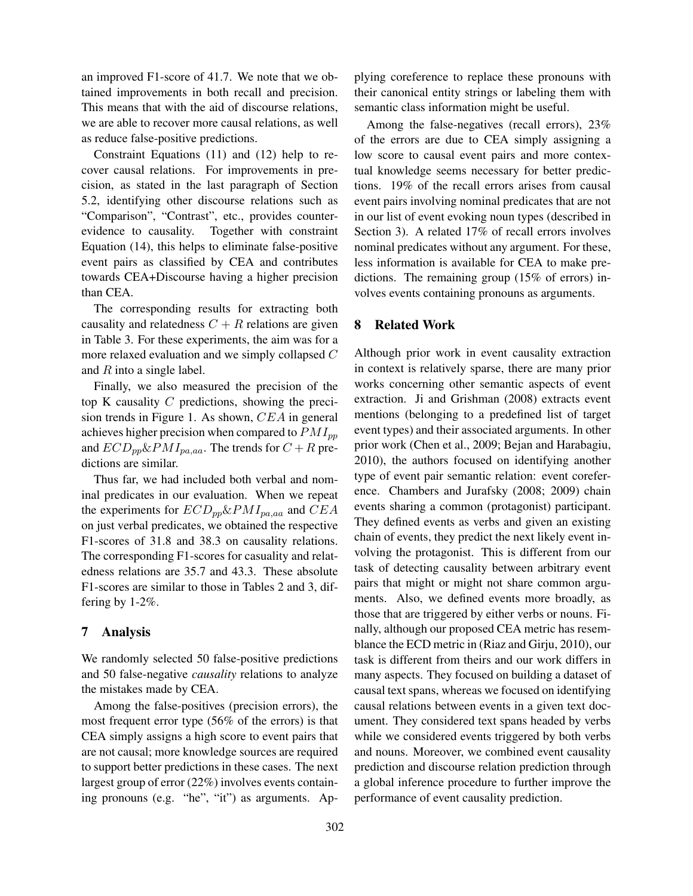an improved F1-score of 41.7. We note that we obtained improvements in both recall and precision. This means that with the aid of discourse relations, we are able to recover more causal relations, as well as reduce false-positive predictions.

Constraint Equations (11) and (12) help to recover causal relations. For improvements in precision, as stated in the last paragraph of Section 5.2, identifying other discourse relations such as "Comparison", "Contrast", etc., provides counter-evidence to causality. Together with constraint Equation (14), this helps to eliminate false-positive event pairs as classified by CEA and contributes towards CEA+Discourse having a higher precision than CEA.

The corresponding results for extracting both causality and relatedness $C + R$ relations are given in Table 3. For these experiments, the aim was for a more relaxed evaluation and we simply collapsed $C$ and $R$ into a single label.

Finally, we also measured the precision of the top K causality $C$ predictions, showing the precision trends in Figure 1. As shown, $CEA$ in general achieves higher precision when compared to $PMI_{pp}$ and $ECD_{pp}$&$PMI_{pa,aa}$. The trends for $C + R$ predictions are similar.

Thus far, we had included both verbal and nominal predicates in our evaluation. When we repeat the experiments for $ECD_{pp}$&$PMI_{pa,aa}$ and $CEA$ on just verbal predicates, we obtained the respective F1-scores of 31.8 and 38.3 on causality relations. The corresponding F1-scores for casuality and relatedness relations are 35.7 and 43.3. These absolute F1-scores are similar to those in Tables 2 and 3, differing by 1-2%.

## 7 Analysis

We randomly selected 50 false-positive predictions and 50 false-negative *causality* relations to analyze the mistakes made by CEA.

Among the false-positives (precision errors), the most frequent error type (56% of the errors) is that CEA simply assigns a high score to event pairs that are not causal; more knowledge sources are required to support better predictions in these cases. The next largest group of error (22%) involves events containing pronouns (e.g. "he", "it") as arguments. Applying coreference to replace these pronouns with their canonical entity strings or labeling them with semantic class information might be useful.

Among the false-negatives (recall errors), 23% of the errors are due to CEA simply assigning a low score to causal event pairs and more contextual knowledge seems necessary for better predictions. 19% of the recall errors arises from causal event pairs involving nominal predicates that are not in our list of event evoking noun types (described in Section 3). A related 17% of recall errors involves nominal predicates without any argument. For these, less information is available for CEA to make predictions. The remaining group (15% of errors) involves events containing pronouns as arguments.

## 8 Related Work

Although prior work in event causality extraction in context is relatively sparse, there are many prior works concerning other semantic aspects of event extraction. Ji and Grishman (2008) extracts event mentions (belonging to a predefined list of target event types) and their associated arguments. In other prior work (Chen et al., 2009; Bejan and Harabagiu, 2010), the authors focused on identifying another type of event pair semantic relation: event coreference. Chambers and Jurafsky (2008; 2009) chain events sharing a common (protagonist) participant. They defined events as verbs and given an existing chain of events, they predict the next likely event involving the protagonist. This is different from our task of detecting causality between arbitrary event pairs that might or might not share common arguments. Also, we defined events more broadly, as those that are triggered by either verbs or nouns. Finally, although our proposed CEA metric has resemblance the ECD metric in (Riaz and Girju, 2010), our task is different from theirs and our work differs in many aspects. They focused on building a dataset of causal text spans, whereas we focused on identifying causal relations between events in a given text document. They considered text spans headed by verbs while we considered events triggered by both verbs and nouns. Moreover, we combined event causality prediction and discourse relation prediction through a global inference procedure to further improve the performance of event causality prediction.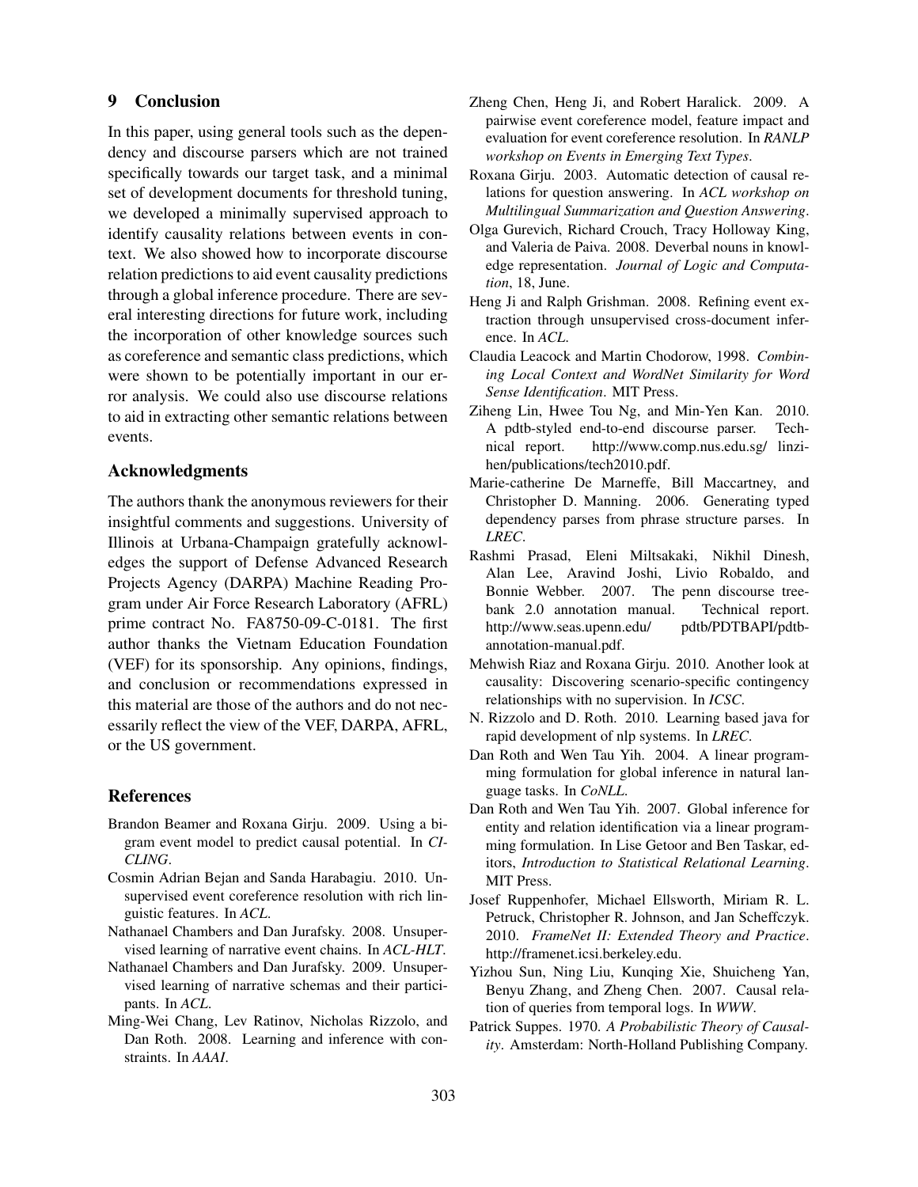## 9 Conclusion

In this paper, using general tools such as the dependency and discourse parsers which are not trained specifically towards our target task, and a minimal set of development documents for threshold tuning, we developed a minimally supervised approach to identify causality relations between events in context. We also showed how to incorporate discourse relation predictions to aid event causality predictions through a global inference procedure. There are several interesting directions for future work, including the incorporation of other knowledge sources such as coreference and semantic class predictions, which were shown to be potentially important in our error analysis. We could also use discourse relations to aid in extracting other semantic relations between events.

## Acknowledgments

The authors thank the anonymous reviewers for their insightful comments and suggestions. University of Illinois at Urbana-Champaign gratefully acknowledges the support of Defense Advanced Research Projects Agency (DARPA) Machine Reading Program under Air Force Research Laboratory (AFRL) prime contract No. FA8750-09-C-0181. The first author thanks the Vietnam Education Foundation (VEF) for its sponsorship. Any opinions, findings, and conclusion or recommendations expressed in this material are those of the authors and do not necessarily reflect the view of the VEF, DARPA, AFRL, or the US government.

## References

Brandon Beamer and Roxana Girju. 2009. Using a bigram event model to predict causal potential. In *CICLING*.

Cosmin Adrian Bejan and Sanda Harabagiu. 2010. Unsupervised event coreference resolution with rich linguistic features. In *ACL*.

Nathanael Chambers and Dan Jurafsky. 2008. Unsupervised learning of narrative event chains. In *ACL-HLT*.

Nathanael Chambers and Dan Jurafsky. 2009. Unsupervised learning of narrative schemas and their participants. In *ACL*.

Ming-Wei Chang, Lev Ratinov, Nicholas Rizzolo, and Dan Roth. 2008. Learning and inference with constraints. In *AAAI*.

Zheng Chen, Heng Ji, and Robert Haralick. 2009. A pairwise event coreference model, feature impact and evaluation for event coreference resolution. In *RANLP workshop on Events in Emerging Text Types*.

Roxana Girju. 2003. Automatic detection of causal relations for question answering. In *ACL workshop on Multilingual Summarization and Question Answering*.

Olga Gurevich, Richard Crouch, Tracy Holloway King, and Valeria de Paiva. 2008. Deverbal nouns in knowledge representation. *Journal of Logic and Computation*, 18, June.

Heng Ji and Ralph Grishman. 2008. Refining event extraction through unsupervised cross-document inference. In *ACL*.

Claudia Leacock and Martin Chodorow, 1998. *Combining Local Context and WordNet Similarity for Word Sense Identification*. MIT Press.

Ziheng Lin, Hwee Tou Ng, and Min-Yen Kan. 2010. A pdtb-styled end-to-end discourse parser. Technical report. http://www.comp.nus.edu.sg/ linzihen/publications/tech2010.pdf.

Marie-catherine De Marneffe, Bill Maccartney, and Christopher D. Manning. 2006. Generating typed dependency parses from phrase structure parses. In *LREC*.

Rashmi Prasad, Eleni Miltsakaki, Nikhil Dinesh, Alan Lee, Aravind Joshi, Livio Robaldo, and Bonnie Webber. 2007. The penn discourse treebank 2.0 annotation manual. Technical report. http://www.seas.upenn.edu/ pdtb/PDTBAPI/pdtb-annotation-manual.pdf.

Mehwish Riaz and Roxana Girju. 2010. Another look at causality: Discovering scenario-specific contingency relationships with no supervision. In *ICSC*.

N. Rizzolo and D. Roth. 2010. Learning based java for rapid development of nlp systems. In *LREC*.

Dan Roth and Wen Tau Yih. 2004. A linear programming formulation for global inference in natural language tasks. In *CoNLL*.

Dan Roth and Wen Tau Yih. 2007. Global inference for entity and relation identification via a linear programming formulation. In Lise Getoor and Ben Taskar, editors, *Introduction to Statistical Relational Learning*. MIT Press.

Josef Ruppenhofer, Michael Ellsworth, Miriam R. L. Petruck, Christopher R. Johnson, and Jan Scheffczyk. 2010. *FrameNet II: Extended Theory and Practice*. http://framenet.icsi.berkeley.edu.

Yizhou Sun, Ning Liu, Kunqing Xie, Shuicheng Yan, Benyu Zhang, and Zheng Chen. 2007. Causal relation of queries from temporal logs. In *WWW*.

Patrick Suppes. 1970. *A Probabilistic Theory of Causality*. Amsterdam: North-Holland Publishing Company.